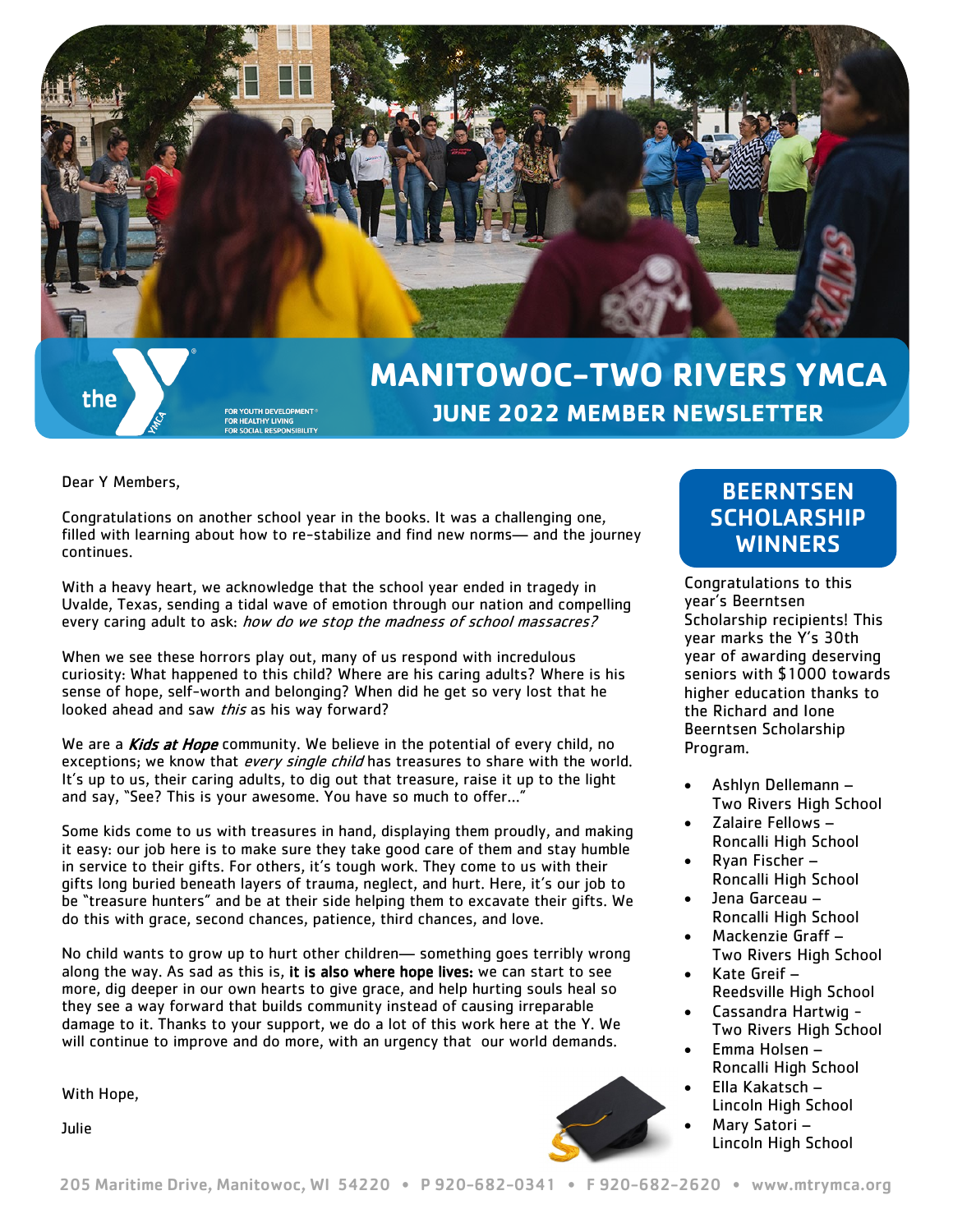# MANITOWOC-TWO RIVERS YMCA

## JUNE 2022 MEMBER NEWSLETTER

Dear Y Members,

Congratulations on another school year in the books. It was a challenging one, filled with learning about how to re-stabilize and find new norms— and the journey continues.

With a heavy heart, we acknowledge that the school year ended in tragedy in Uvalde, Texas, sending a tidal wave of emotion through our nation and compelling every caring adult to ask: *how do we stop the madness of school massacres?*

When we see these horrors play out, many of us respond with incredulous curiosity: What happened to this child? Where are his caring adults? Where is his sense of hope, self-worth and belonging? When did he get so very lost that he looked ahead and saw *this* as his way forward?

We are a ***Kids at Hope*** community. We believe in the potential of every child, no exceptions; we know that *every single child* has treasures to share with the world. It's up to us, their caring adults, to dig out that treasure, raise it up to the light and say, "See? This is your awesome. You have so much to offer…"

Some kids come to us with treasures in hand, displaying them proudly, and making it easy: our job here is to make sure they take good care of them and stay humble in service to their gifts. For others, it's tough work. They come to us with their gifts long buried beneath layers of trauma, neglect, and hurt. Here, it's our job to be "treasure hunters" and be at their side helping them to excavate their gifts. We do this with grace, second chances, patience, third chances, and love.

No child wants to grow up to hurt other children— something goes terribly wrong along the way. As sad as this is, **it is also where hope lives:** we can start to see more, dig deeper in our own hearts to give grace, and help hurting souls heal so they see a way forward that builds community instead of causing irreparable damage to it. Thanks to your support, we do a lot of this work here at the Y. We will continue to improve and do more, with an urgency that our world demands.

With Hope,

Julie

## BEERNTSEN SCHOLARSHIP WINNERS

Congratulations to this year's Beerntsen Scholarship recipients! This year marks the Y's 30th year of awarding deserving seniors with $1000 towards higher education thanks to the Richard and Ione Beerntsen Scholarship Program.

- Ashlyn Dellemann – Two Rivers High School
- Zalaire Fellows – Roncalli High School
- Ryan Fischer – Roncalli High School
- Jena Garceau – Roncalli High School
- Mackenzie Graff – Two Rivers High School
- Kate Greif – Reedsville High School
- Cassandra Hartwig - Two Rivers High School
- Emma Holsen – Roncalli High School
- Ella Kakatsch – Lincoln High School
- Mary Satori – Lincoln High School

205 Maritime Drive, Manitowoc, WI 54220 • P 920-682-0341 • F 920-682-2620 • www.mtrymca.org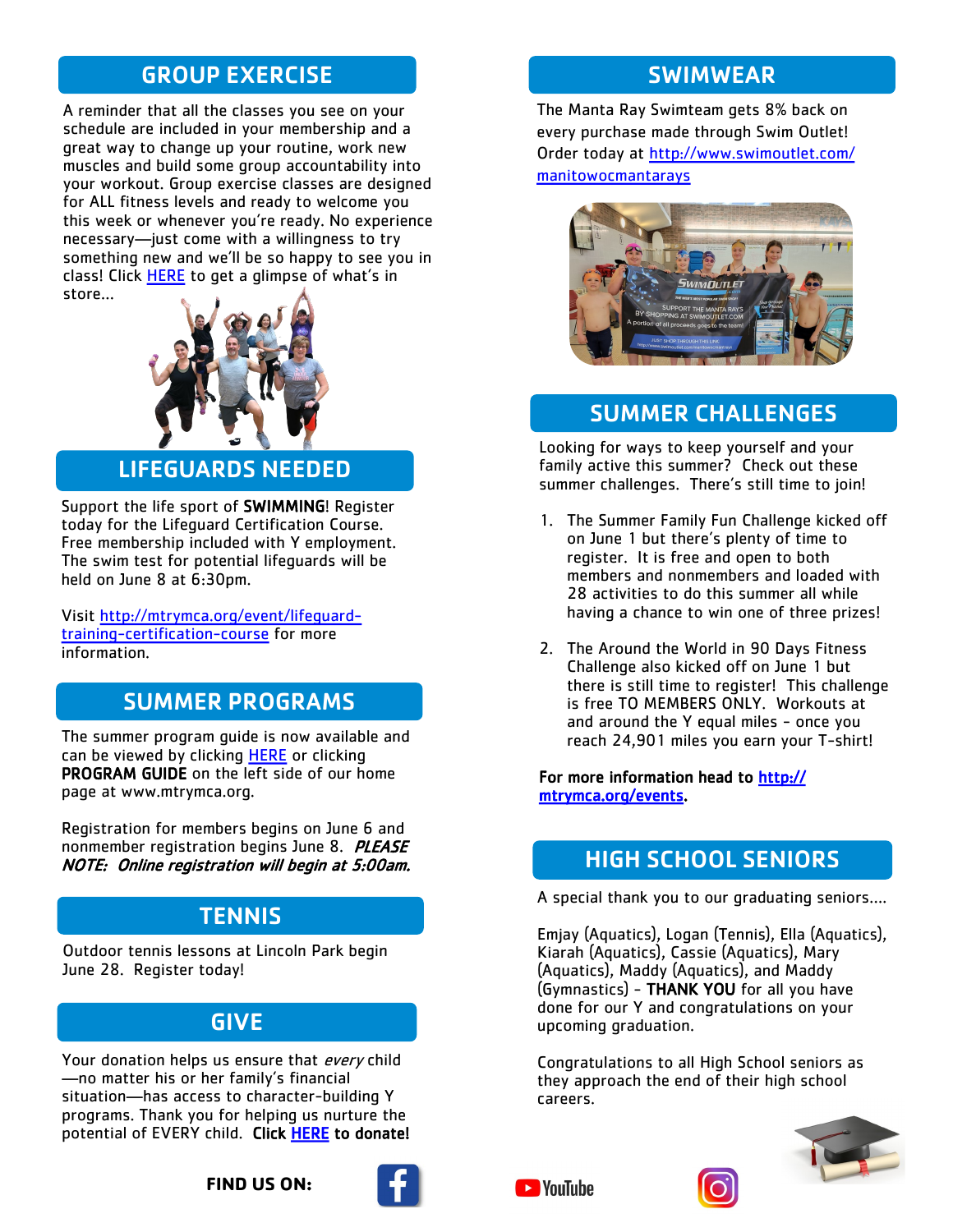## GROUP EXERCISE

A reminder that all the classes you see on your schedule are included in your membership and a great way to change up your routine, work new muscles and build some group accountability into your workout. Group exercise classes are designed for ALL fitness levels and ready to welcome you this week or whenever you're ready. No experience necessary—just come with a willingness to try something new and we'll be so happy to see you in class! Click HERE to get a glimpse of what's in store...

## LIFEGUARDS NEEDED

Support the life sport of **SWIMMING**! Register today for the Lifeguard Certification Course. Free membership included with Y employment. The swim test for potential lifeguards will be held on June 8 at 6:30pm.

Visit http://mtrymca.org/event/lifeguard-training-certification-course for more information.

## SUMMER PROGRAMS

The summer program guide is now available and can be viewed by clicking HERE or clicking **PROGRAM GUIDE** on the left side of our home page at www.mtrymca.org.

Registration for members begins on June 6 and nonmember registration begins June 8. ***PLEASE NOTE: Online registration will begin at 5:00am.***

## TENNIS

Outdoor tennis lessons at Lincoln Park begin June 28. Register today!

## GIVE

Your donation helps us ensure that *every* child—no matter his or her family's financial situation—has access to character-building Y programs. Thank you for helping us nurture the potential of EVERY child. **Click HERE to donate!**

## SWIMWEAR

The Manta Ray Swimteam gets 8% back on every purchase made through Swim Outlet! Order today at http://www.swimoutlet.com/manitowocmantarays

## SUMMER CHALLENGES

Looking for ways to keep yourself and your family active this summer? Check out these summer challenges. There's still time to join!

1. The Summer Family Fun Challenge kicked off on June 1 but there's plenty of time to register. It is free and open to both members and nonmembers and loaded with 28 activities to do this summer all while having a chance to win one of three prizes!

2. The Around the World in 90 Days Fitness Challenge also kicked off on June 1 but there is still time to register! This challenge is free TO MEMBERS ONLY. Workouts at and around the Y equal miles - once you reach 24,901 miles you earn your T-shirt!

**For more information head to http://mtrymca.org/events.**

## HIGH SCHOOL SENIORS

A special thank you to our graduating seniors....

Emjay (Aquatics), Logan (Tennis), Ella (Aquatics), Kiarah (Aquatics), Cassie (Aquatics), Mary (Aquatics), Maddy (Aquatics), and Maddy (Gymnastics) - **THANK YOU** for all you have done for our Y and congratulations on your upcoming graduation.

Congratulations to all High School seniors as they approach the end of their high school careers.

**FIND US ON:**